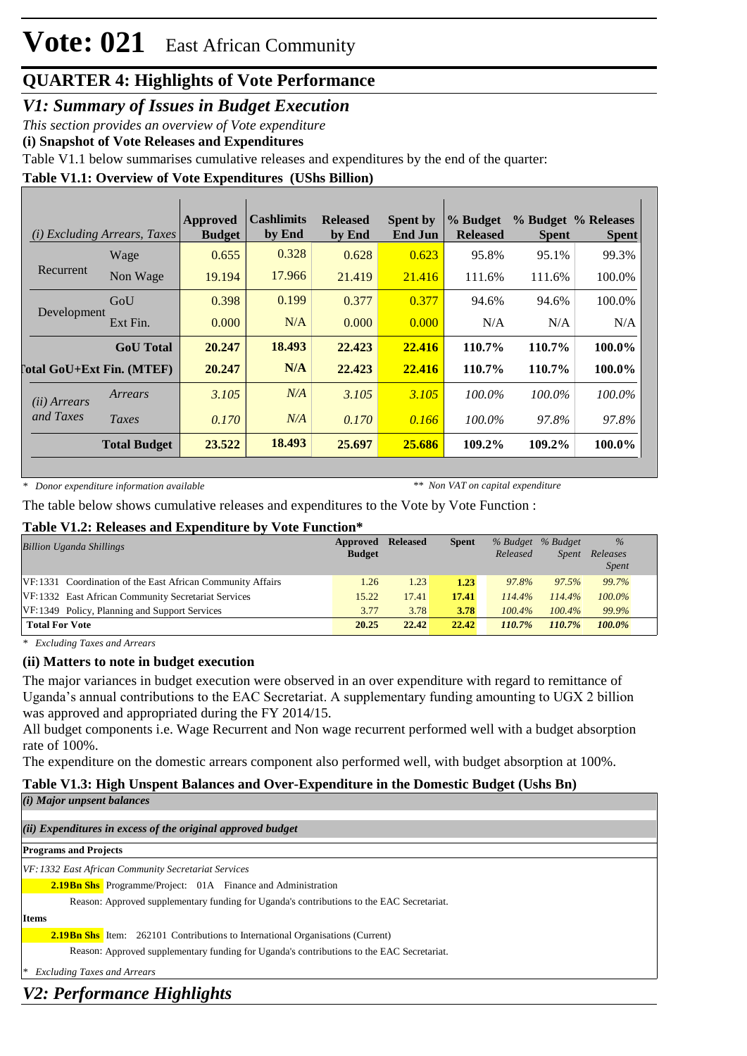# Vote: 021 East African Community

## QUARTER 4: Highlights of Vote Performance

## *V1: Summary of Issues in Budget Execution*

*This section provides an overview of Vote expenditure*

**(i) Snapshot of Vote Releases and Expenditures**

Table V1.1 below summarises cumulative releases and expenditures by the end of the quarter:

**Table V1.1: Overview of Vote Expenditures (UShs Billion)**

| *(i) Excluding Arrears, Taxes* | | Approved Budget | Cashlimits by End | Released by End | Spent by End Jun | % Budget Released | % Budget Spent | % Releases Spent |
|---|---|---|---|---|---|---|---|---|
| Recurrent | Wage | 0.655 | 0.328 | 0.628 | 0.623 | 95.8% | 95.1% | 99.3% |
| | Non Wage | 19.194 | 17.966 | 21.419 | 21.416 | 111.6% | 111.6% | 100.0% |
| Development | GoU | 0.398 | 0.199 | 0.377 | 0.377 | 94.6% | 94.6% | 100.0% |
| | Ext Fin. | 0.000 | N/A | 0.000 | 0.000 | N/A | N/A | N/A |
| | **GoU Total** | **20.247** | **18.493** | **22.423** | **22.416** | **110.7%** | **110.7%** | **100.0%** |
| **Total GoU+Ext Fin. (MTEF)** | | **20.247** | **N/A** | **22.423** | **22.416** | **110.7%** | **110.7%** | **100.0%** |
| *(ii) Arrears and Taxes* | *Arrears* | *3.105* | *N/A* | *3.105* | *3.105* | *100.0%* | *100.0%* | *100.0%* |
| | *Taxes* | *0.170* | *N/A* | *0.170* | *0.166* | *100.0%* | *97.8%* | *97.8%* |
| | **Total Budget** | **23.522** | **18.493** | **25.697** | **25.686** | **109.2%** | **109.2%** | **100.0%** |

\* *Donor expenditure information available* ** *Non VAT on capital expenditure*

The table below shows cumulative releases and expenditures to the Vote by Vote Function :

**Table V1.2: Releases and Expenditure by Vote Function***

| *Billion Uganda Shillings* | Approved Budget | Released | Spent | *% Budget Released* | *% Budget Spent* | *% Releases Spent* |
|---|---|---|---|---|---|---|
| VF:1331 Coordination of the East African Community Affairs | 1.26 | 1.23 | 1.23 | *97.8%* | *97.5%* | *99.7%* |
| VF:1332 East African Community Secretariat Services | 15.22 | 17.41 | 17.41 | *114.4%* | *114.4%* | *100.0%* |
| VF:1349 Policy, Planning and Support Services | 3.77 | 3.78 | 3.78 | *100.4%* | *100.4%* | *99.9%* |
| **Total For Vote** | **20.25** | **22.42** | **22.42** | ***110.7%*** | ***110.7%*** | ***100.0%*** |

\* *Excluding Taxes and Arrears*

**(ii) Matters to note in budget execution**

The major variances in budget execution were observed in an over expenditure with regard to remittance of Uganda's annual contributions to the EAC Secretariat. A supplementary funding amounting to UGX 2 billion was approved and appropriated during the FY 2014/15.

All budget components i.e. Wage Recurrent and Non wage recurrent performed well with a budget absorption rate of 100%.

The expenditure on the domestic arrears component also performed well, with budget absorption at 100%.

**Table V1.3: High Unspent Balances and Over-Expenditure in the Domestic Budget (Ushs Bn)**

***(i) Major unpsent balances***

***(ii) Expenditures in excess of the original approved budget***

**Programs and Projects**

*VF: 1332 East African Community Secretariat Services*

**2.19Bn Shs** Programme/Project: 01A Finance and Administration

Reason: Approved supplementary funding for Uganda's contributions to the EAC Secretariat.

**Items**

**2.19Bn Shs** Item: 262101 Contributions to International Organisations (Current)

Reason: Approved supplementary funding for Uganda's contributions to the EAC Secretariat.

\* *Excluding Taxes and Arrears*

## *V2: Performance Highlights*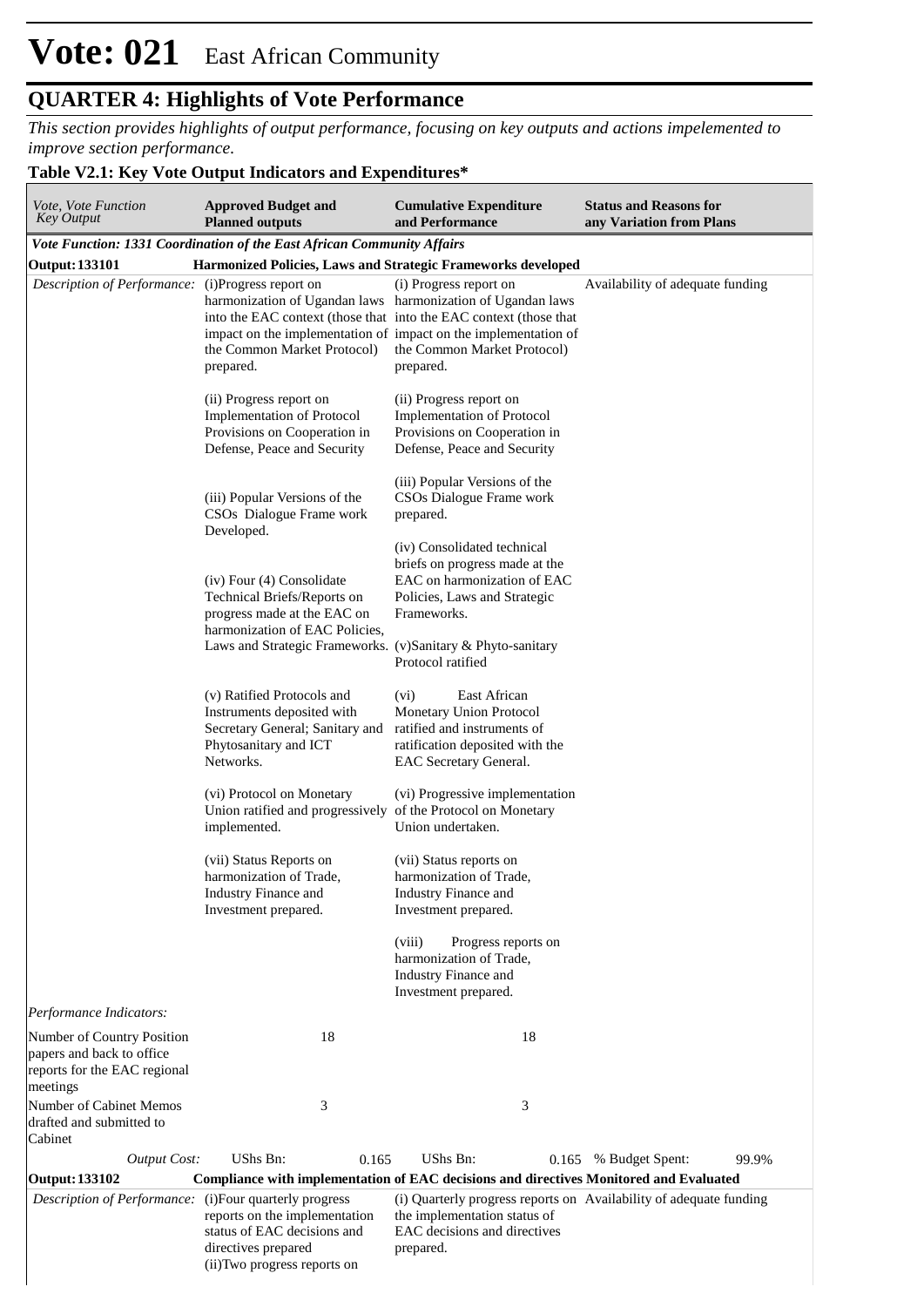# Vote: 021 East African Community

## QUARTER 4: Highlights of Vote Performance

*This section provides highlights of output performance, focusing on key outputs and actions impelemented to improve section performance.*

### Table V2.1: Key Vote Output Indicators and Expenditures*

| *Vote, Vote Function Key Output* | **Approved Budget and Planned outputs** | **Cumulative Expenditure and Performance** | **Status and Reasons for any Variation from Plans** |
|---|---|---|---|
| ***Vote Function: 1331 Coordination of the East African Community Affairs*** | | | |
| **Output: 133101** | **Harmonized Policies, Laws and Strategic Frameworks developed** | | |
| *Description of Performance:* | (i)Progress report on harmonization of Ugandan laws into the EAC context (those that impact on the implementation of the Common Market Protocol) prepared.<br><br>(ii) Progress report on Implementation of Protocol Provisions on Cooperation in Defense, Peace and Security<br><br>(iii) Popular Versions of the CSOs Dialogue Frame work Developed.<br><br>(iv) Four (4) Consolidate Technical Briefs/Reports on progress made at the EAC on harmonization of EAC Policies, Laws and Strategic Frameworks.<br><br>(v) Ratified Protocols and Instruments deposited with Secretary General; Sanitary and Phytosanitary and ICT Networks.<br><br>(vi) Protocol on Monetary Union ratified and progressively implemented.<br><br>(vii) Status Reports on harmonization of Trade, Industry Finance and Investment prepared. | (i) Progress report on harmonization of Ugandan laws into the EAC context (those that impact on the implementation of the Common Market Protocol) prepared.<br><br>(ii) Progress report on Implementation of Protocol Provisions on Cooperation in Defense, Peace and Security<br><br>(iii) Popular Versions of the CSOs Dialogue Frame work prepared.<br><br>(iv) Consolidated technical briefs on progress made at the EAC on harmonization of EAC Policies, Laws and Strategic Frameworks.<br><br>(v)Sanitary & Phyto-sanitary Protocol ratified<br><br>(vi) East African Monetary Union Protocol ratified and instruments of ratification deposited with the EAC Secretary General.<br><br>(vi) Progressive implementation of the Protocol on Monetary Union undertaken.<br><br>(vii) Status reports on harmonization of Trade, Industry Finance and Investment prepared.<br><br>(viii) Progress reports on harmonization of Trade, Industry Finance and Investment prepared. | Availability of adequate funding |
| *Performance Indicators:* | | | |
| Number of Country Position papers and back to office reports for the EAC regional meetings | 18 | 18 | |
| Number of Cabinet Memos drafted and submitted to Cabinet | 3 | 3 | |
| *Output Cost:* | UShs Bn: 0.165 | UShs Bn: 0.165 | % Budget Spent: 99.9% |
| **Output: 133102** | **Compliance with implementation of EAC decisions and directives Monitored and Evaluated** | | |
| *Description of Performance:* | (i)Four quarterly progress reports on the implementation status of EAC decisions and directives prepared<br>(ii)Two progress reports on | (i) Quarterly progress reports on the implementation status of EAC decisions and directives prepared. | Availability of adequate funding |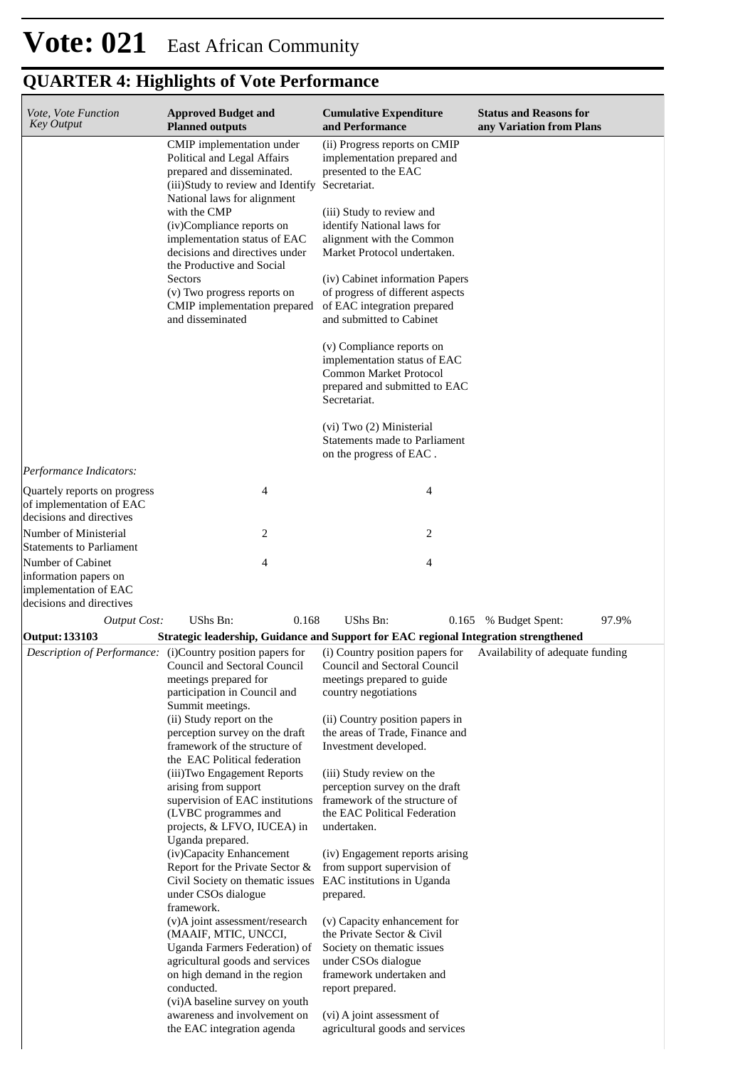# Vote: 021 East African Community

## QUARTER 4: Highlights of Vote Performance

| *Vote, Vote Function Key Output* | **Approved Budget and Planned outputs** | **Cumulative Expenditure and Performance** | **Status and Reasons for any Variation from Plans** |
|---|---|---|---|
| | CMIP implementation under Political and Legal Affairs prepared and disseminated.<br>(iii)Study to review and Identify National laws for alignment with the CMP<br>(iv)Compliance reports on implementation status of EAC decisions and directives under the Productive and Social Sectors<br>(v) Two progress reports on CMIP implementation prepared and disseminated | (ii) Progress reports on CMIP implementation prepared and presented to the EAC Secretariat.<br><br>(iii) Study to review and identify National laws for alignment with the Common Market Protocol undertaken.<br><br>(iv) Cabinet information Papers of progress of different aspects of EAC integration prepared and submitted to Cabinet<br><br>(v) Compliance reports on implementation status of EAC Common Market Protocol prepared and submitted to EAC Secretariat.<br><br>(vi) Two (2) Ministerial Statements made to Parliament on the progress of EAC . | |
| *Performance Indicators:* | | | |
| Quartely reports on progress of implementation of EAC decisions and directives | 4 | 4 | |
| Number of Ministerial Statements to Parliament | 2 | 2 | |
| Number of Cabinet information papers on implementation of EAC decisions and directives | 4 | 4 | |
| *Output Cost:* | UShs Bn: 0.168 | UShs Bn: 0.165 | % Budget Spent: 97.9% |
| **Output: 133103** | **Strategic leadership, Guidance and Support for EAC regional Integration strengthened** | | |
| *Description of Performance:* | (i)Country position papers for Council and Sectoral Council meetings prepared for participation in Council and Summit meetings.<br>(ii) Study report on the perception survey on the draft framework of the structure of the EAC Political federation<br>(iii)Two Engagement Reports arising from support supervision of EAC institutions (LVBC programmes and projects, & LFVO, IUCEA) in Uganda prepared.<br>(iv)Capacity Enhancement Report for the Private Sector & Civil Society on thematic issues under CSOs dialogue framework.<br>(v)A joint assessment/research (MAAIF, MTIC, UNCCI, Uganda Farmers Federation) of agricultural goods and services on high demand in the region conducted.<br>(vi)A baseline survey on youth awareness and involvement on the EAC integration agenda | (i) Country position papers for Council and Sectoral Council meetings prepared to guide country negotiations<br><br>(ii) Country position papers in the areas of Trade, Finance and Investment developed.<br><br>(iii) Study review on the perception survey on the draft framework of the structure of the EAC Political Federation undertaken.<br><br>(iv) Engagement reports arising from support supervision of EAC institutions in Uganda prepared.<br><br>(v) Capacity enhancement for the Private Sector & Civil Society on thematic issues under CSOs dialogue framework undertaken and report prepared.<br><br>(vi) A joint assessment of agricultural goods and services | Availability of adequate funding |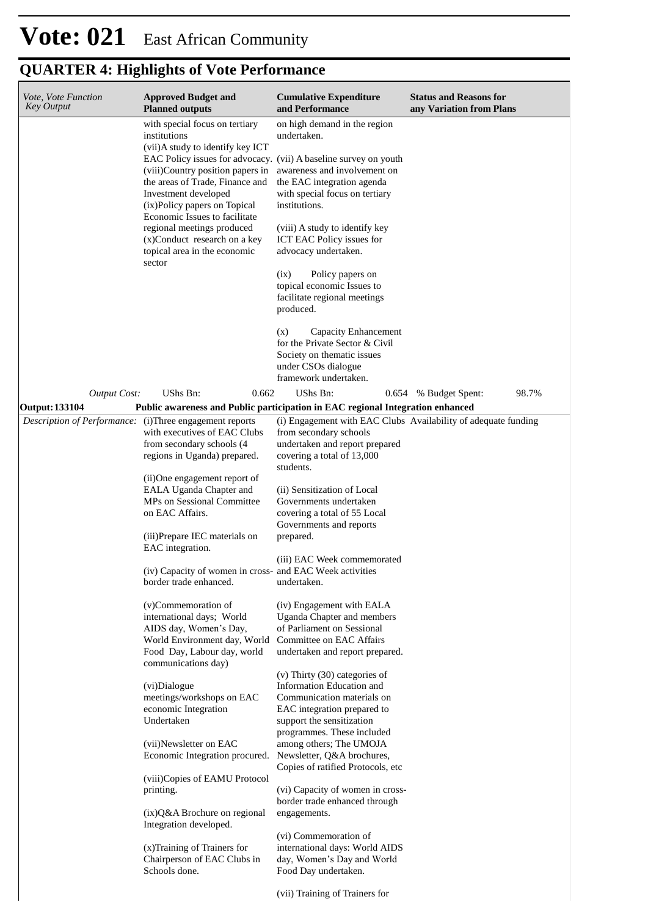# Vote: 021 East African Community

## QUARTER 4: Highlights of Vote Performance

| *Vote, Vote Function Key Output* | **Approved Budget and Planned outputs** | **Cumulative Expenditure and Performance** | **Status and Reasons for any Variation from Plans** |
|---|---|---|---|
| | with special focus on tertiary institutions<br>(vii)A study to identify key ICT EAC Policy issues for advocacy.<br>(viii)Country position papers in the areas of Trade, Finance and Investment developed<br>(ix)Policy papers on Topical Economic Issues to facilitate regional meetings produced<br>(x)Conduct research on a key topical area in the economic sector | on high demand in the region undertaken.<br><br>(vii) A baseline survey on youth awareness and involvement on the EAC integration agenda with special focus on tertiary institutions.<br><br>(viii) A study to identify key ICT EAC Policy issues for advocacy undertaken.<br><br>(ix) Policy papers on topical economic Issues to facilitate regional meetings produced.<br><br>(x) Capacity Enhancement for the Private Sector & Civil Society on thematic issues under CSOs dialogue framework undertaken. | |
| *Output Cost:* | UShs Bn: 0.662 | UShs Bn: 0.654 | % Budget Spent: 98.7% |
| **Output: 133104** | **Public awareness and Public participation in EAC regional Integration enhanced** | | |
| *Description of Performance:* | (i)Three engagement reports with executives of EAC Clubs from secondary schools (4 regions in Uganda) prepared.<br><br>(ii)One engagement report of EALA Uganda Chapter and MPs on Sessional Committee on EAC Affairs.<br><br>(iii)Prepare IEC materials on EAC integration.<br><br>(iv) Capacity of women in cross-border trade enhanced.<br><br>(v)Commemoration of international days; World AIDS day, Women's Day, World Environment day, World Food Day, Labour day, world communications day)<br><br>(vi)Dialogue meetings/workshops on EAC economic Integration Undertaken<br><br>(vii)Newsletter on EAC Economic Integration procured.<br><br>(viii)Copies of EAMU Protocol printing.<br><br>(ix)Q&A Brochure on regional Integration developed.<br><br>(x)Training of Trainers for Chairperson of EAC Clubs in Schools done. | (i) Engagement with EAC Clubs from secondary schools undertaken and report prepared covering a total of 13,000 students.<br><br>(ii) Sensitization of Local Governments undertaken covering a total of 55 Local Governments and reports prepared.<br><br>(iii) EAC Week commemorated and EAC Week activities undertaken.<br><br>(iv) Engagement with EALA Uganda Chapter and members of Parliament on Sessional Committee on EAC Affairs undertaken and report prepared.<br><br>(v) Thirty (30) categories of Information Education and Communication materials on EAC integration prepared to support the sensitization programmes. These included among others; The UMOJA Newsletter, Q&A brochures, Copies of ratified Protocols, etc<br><br>(vi) Capacity of women in cross-border trade enhanced through engagements.<br><br>(vi) Commemoration of international days: World AIDS day, Women's Day and World Food Day undertaken.<br><br>(vii) Training of Trainers for | Availability of adequate funding |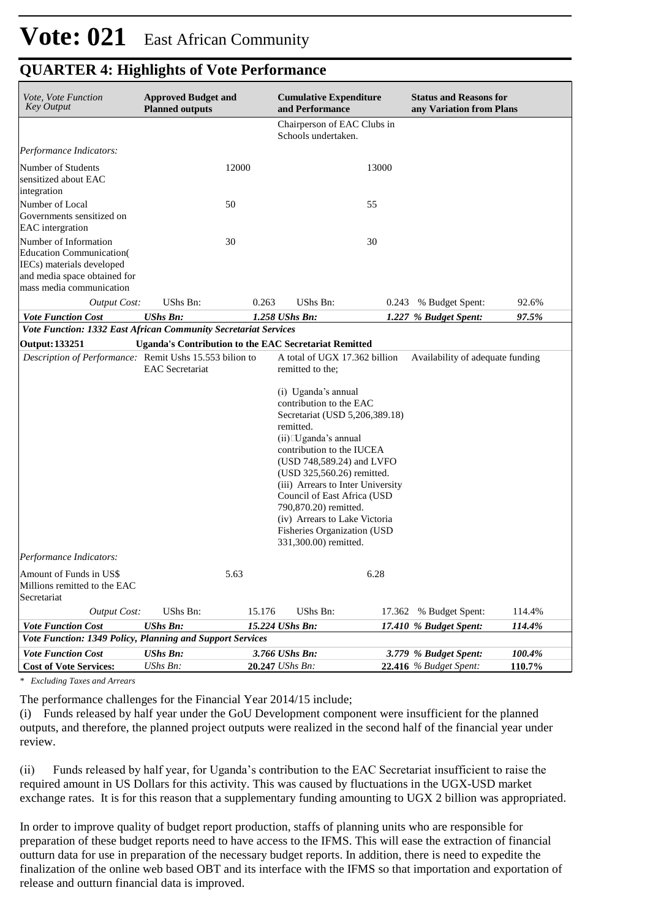# Vote: 021 East African Community

## QUARTER 4: Highlights of Vote Performance

| *Vote, Vote Function Key Output* | **Approved Budget and Planned outputs** | | **Cumulative Expenditure and Performance** | | **Status and Reasons for any Variation from Plans** | |
|---|---|---|---|---|---|---|
| | | | Chairperson of EAC Clubs in Schools undertaken. | | | |
| *Performance Indicators:* | | | | | | |
| Number of Students sensitized about EAC integration | | 12000 | | 13000 | | |
| Number of Local Governments sensitized on EAC intergration | | 50 | | 55 | | |
| Number of Information Education Communication( IECs) materials developed and media space obtained for mass media communication | | 30 | | 30 | | |
| *Output Cost:* | UShs Bn: | 0.263 | UShs Bn: | 0.243 | % Budget Spent: | 92.6% |
| ***Vote Function Cost*** | ***UShs Bn:*** | ***1.258*** | ***UShs Bn:*** | ***1.227*** | ***% Budget Spent:*** | ***97.5%*** |
| ***Vote Function: 1332 East African Community Secretariat Services*** | | | | | | |
| **Output: 133251** | **Uganda's Contribution to the EAC Secretariat Remitted** | | | | | |
| *Description of Performance:* | Remit Ushs 15.553 bilion to EAC Secretariat | | A total of UGX 17.362 billion remitted to the;<br><br>(i) Uganda's annual contribution to the EAC Secretariat (USD 5,206,389.18) remitted.<br>(ii) Uganda's annual contribution to the IUCEA (USD 748,589.24) and LVFO (USD 325,560.26) remitted.<br>(iii) Arrears to Inter University Council of East Africa (USD 790,870.20) remitted.<br>(iv) Arrears to Lake Victoria Fisheries Organization (USD 331,300.00) remitted. | | Availability of adequate funding | |
| *Performance Indicators:* | | | | | | |
| Amount of Funds in US$ Millions remitted to the EAC Secretariat | | 5.63 | | 6.28 | | |
| *Output Cost:* | UShs Bn: | 15.176 | UShs Bn: | 17.362 | % Budget Spent: | 114.4% |
| ***Vote Function Cost*** | ***UShs Bn:*** | ***15.224*** | ***UShs Bn:*** | ***17.410*** | ***% Budget Spent:*** | ***114.4%*** |
| ***Vote Function: 1349 Policy, Planning and Support Services*** | | | | | | |
| ***Vote Function Cost*** | ***UShs Bn:*** | ***3.766*** | ***UShs Bn:*** | ***3.779*** | ***% Budget Spent:*** | ***100.4%*** |
| **Cost of Vote Services:** | *UShs Bn:* | **20.247** | *UShs Bn:* | **22.416** | *% Budget Spent:* | **110.7%** |

*\* Excluding Taxes and Arrears*

The performance challenges for the Financial Year 2014/15 include;

(i) Funds released by half year under the GoU Development component were insufficient for the planned outputs, and therefore, the planned project outputs were realized in the second half of the financial year under review.

(ii) Funds released by half year, for Uganda's contribution to the EAC Secretariat insufficient to raise the required amount in US Dollars for this activity. This was caused by fluctuations in the UGX-USD market exchange rates. It is for this reason that a supplementary funding amounting to UGX 2 billion was appropriated.

In order to improve quality of budget report production, staffs of planning units who are responsible for preparation of these budget reports need to have access to the IFMS. This will ease the extraction of financial outturn data for use in preparation of the necessary budget reports. In addition, there is need to expedite the finalization of the online web based OBT and its interface with the IFMS so that importation and exportation of release and outturn financial data is improved.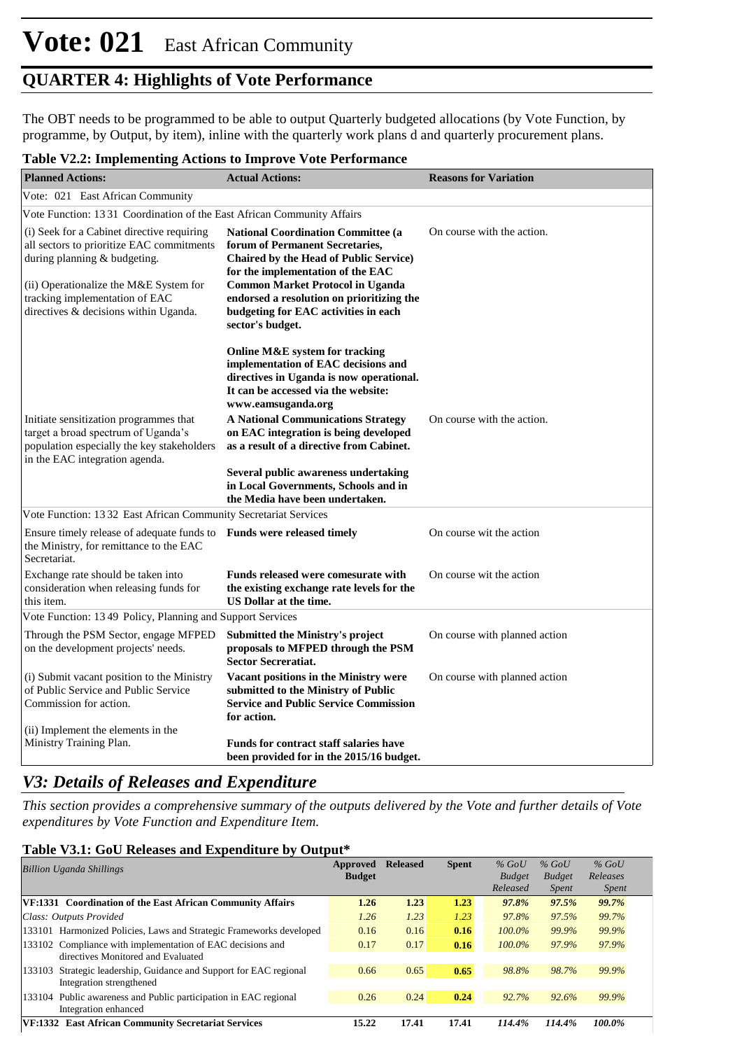The OBT needs to be programmed to be able to output Quarterly budgeted allocations (by Vote Function, by programme, by Output, by item), inline with the quarterly work plans d and quarterly procurement plans.

**Table V2.2: Implementing Actions to Improve Vote Performance**

| Planned Actions: | Actual Actions: | Reasons for Variation |
|---|---|---|
| Vote: 021 East African Community | | |
| Vote Function: 13 31 Coordination of the East African Community Affairs | | |
| (i) Seek for a Cabinet directive requiring all sectors to prioritize EAC commitments during planning & budgeting. (ii) Operationalize the M&E System for tracking implementation of EAC directives & decisions within Uganda. | **National Coordination Committee (a forum of Permanent Secretaries, Chaired by the Head of Public Service) for the implementation of the EAC Common Market Protocol in Uganda endorsed a resolution on prioritizing the budgeting for EAC activities in each sector's budget. Online M&E system for tracking implementation of EAC decisions and directives in Uganda is now operational. It can be accessed via the website: www.eamsuganda.org** | On course with the action. |
| Initiate sensitization programmes that target a broad spectrum of Uganda's population especially the key stakeholders in the EAC integration agenda. | **A National Communications Strategy on EAC integration is being developed as a result of a directive from Cabinet. Several public awareness undertaking in Local Governments, Schools and in the Media have been undertaken.** | On course with the action. |
| Vote Function: 13 32 East African Community Secretariat Services | | |
| Ensure timely release of adequate funds to the Ministry, for remittance to the EAC Secretariat. | **Funds were released timely** | On course wit the action |
| Exchange rate should be taken into consideration when releasing funds for this item. | **Funds released were comesurate with the existing exchange rate levels for the US Dollar at the time.** | On course wit the action |
| Vote Function: 13 49 Policy, Planning and Support Services | | |
| Through the PSM Sector, engage MFPED on the development projects' needs. | **Submitted the Ministry's project proposals to MFPED through the PSM Sector Secreatiat.** | On course with planned action |
| (i) Submit vacant position to the Ministry of Public Service and Public Service Commission for action. (ii) Implement the elements in the Ministry Training Plan. | **Vacant positions in the Ministry were submitted to the Ministry of Public Service and Public Service Commission for action. Funds for contract staff salaries have been provided for in the 2015/16 budget.** | On course with planned action |

## *V3: Details of Releases and Expenditure*

*This section provides a comprehensive summary of the outputs delivered by the Vote and further details of Vote expenditures by Vote Function and Expenditure Item.*

**Table V3.1: GoU Releases and Expenditure by Output***

| *Billion Uganda Shillings* | Approved Budget | Released | Spent | *% GoU Budget Released* | *% GoU Budget Spent* | *% GoU Releases Spent* |
|---|---|---|---|---|---|---|
| **VF:1331 Coordination of the East African Community Affairs** | **1.26** | **1.23** | **1.23** | ***97.8%*** | ***97.5%*** | ***99.7%*** |
| *Class: Outputs Provided* | *1.26* | *1.23* | *1.23* | *97.8%* | *97.5%* | *99.7%* |
| 133101 Harmonized Policies, Laws and Strategic Frameworks developed | 0.16 | 0.16 | **0.16** | *100.0%* | *99.9%* | *99.9%* |
| 133102 Compliance with implementation of EAC decisions and directives Monitored and Evaluated | 0.17 | 0.17 | **0.16** | *100.0%* | *97.9%* | *97.9%* |
| 133103 Strategic leadership, Guidance and Support for EAC regional Integration strengthened | 0.66 | 0.65 | **0.65** | *98.8%* | *98.7%* | *99.9%* |
| 133104 Public awareness and Public participation in EAC regional Integration enhanced | 0.26 | 0.24 | **0.24** | *92.7%* | *92.6%* | *99.9%* |
| **VF:1332 East African Community Secretariat Services** | **15.22** | **17.41** | **17.41** | ***114.4%*** | ***114.4%*** | ***100.0%*** |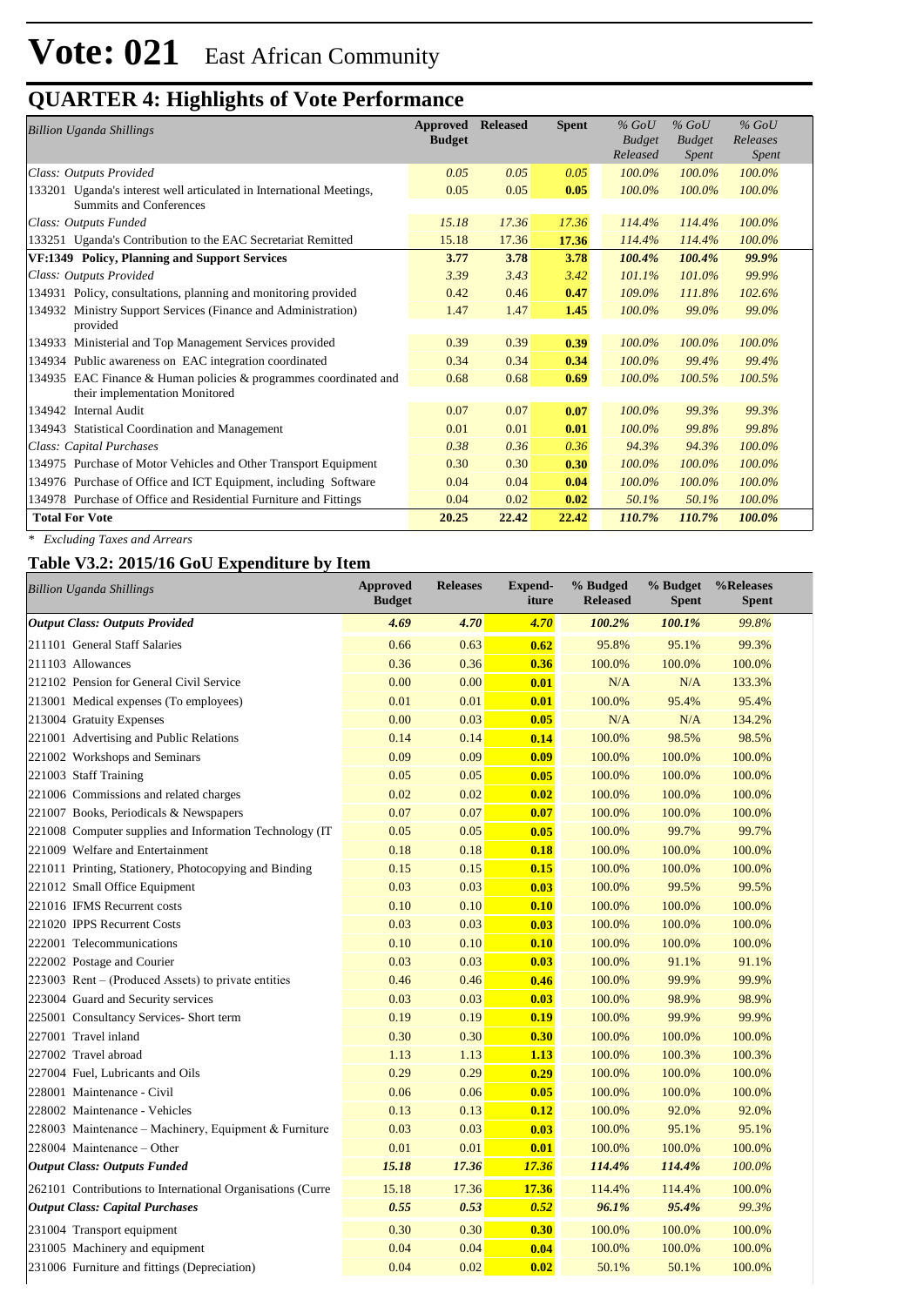# Vote: 021 East African Community

## QUARTER 4: Highlights of Vote Performance

| *Billion Uganda Shillings* | Approved Budget | Released | Spent | *% GoU Budget Released* | *% GoU Budget Spent* | *% GoU Releases Spent* |
|---|---|---|---|---|---|---|
| *Class: Outputs Provided* | *0.05* | *0.05* | *0.05* | *100.0%* | *100.0%* | *100.0%* |
| 133201 Uganda's interest well articulated in International Meetings, Summits and Conferences | 0.05 | 0.05 | **0.05** | *100.0%* | *100.0%* | *100.0%* |
| *Class: Outputs Funded* | *15.18* | *17.36* | *17.36* | *114.4%* | *114.4%* | *100.0%* |
| 133251 Uganda's Contribution to the EAC Secretariat Remitted | 15.18 | 17.36 | **17.36** | *114.4%* | *114.4%* | *100.0%* |
| **VF:1349 Policy, Planning and Support Services** | **3.77** | **3.78** | **3.78** | ***100.4%*** | ***100.4%*** | ***99.9%*** |
| *Class: Outputs Provided* | *3.39* | *3.43* | *3.42* | *101.1%* | *101.0%* | *99.9%* |
| 134931 Policy, consultations, planning and monitoring provided | 0.42 | 0.46 | **0.47** | *109.0%* | *111.8%* | *102.6%* |
| 134932 Ministry Support Services (Finance and Administration) provided | 1.47 | 1.47 | **1.45** | *100.0%* | *99.0%* | *99.0%* |
| 134933 Ministerial and Top Management Services provided | 0.39 | 0.39 | **0.39** | *100.0%* | *100.0%* | *100.0%* |
| 134934 Public awareness on EAC integration coordinated | 0.34 | 0.34 | **0.34** | *100.0%* | *99.4%* | *99.4%* |
| 134935 EAC Finance & Human policies & programmes coordinated and their implementation Monitored | 0.68 | 0.68 | **0.69** | *100.0%* | *100.5%* | *100.5%* |
| 134942 Internal Audit | 0.07 | 0.07 | **0.07** | *100.0%* | *99.3%* | *99.3%* |
| 134943 Statistical Coordination and Management | 0.01 | 0.01 | **0.01** | *100.0%* | *99.8%* | *99.8%* |
| *Class: Capital Purchases* | *0.38* | *0.36* | *0.36* | *94.3%* | *94.3%* | *100.0%* |
| 134975 Purchase of Motor Vehicles and Other Transport Equipment | 0.30 | 0.30 | **0.30** | *100.0%* | *100.0%* | *100.0%* |
| 134976 Purchase of Office and ICT Equipment, including Software | 0.04 | 0.04 | **0.04** | *100.0%* | *100.0%* | *100.0%* |
| 134978 Purchase of Office and Residential Furniture and Fittings | 0.04 | 0.02 | **0.02** | *50.1%* | *50.1%* | *100.0%* |
| **Total For Vote** | **20.25** | **22.42** | **22.42** | ***110.7%*** | ***110.7%*** | ***100.0%*** |

*\* Excluding Taxes and Arrears*

### Table V3.2: 2015/16 GoU Expenditure by Item

| *Billion Uganda Shillings* | Approved Budget | Releases | Expend-iture | % Budged Released | % Budget Spent | %Releases Spent |
|---|---|---|---|---|---|---|
| ***Output Class: Outputs Provided*** | ***4.69*** | ***4.70*** | ***4.70*** | ***100.2%*** | ***100.1%*** | *99.8%* |
| 211101 General Staff Salaries | 0.66 | 0.63 | **0.62** | 95.8% | 95.1% | 99.3% |
| 211103 Allowances | 0.36 | 0.36 | **0.36** | 100.0% | 100.0% | 100.0% |
| 212102 Pension for General Civil Service | 0.00 | 0.00 | **0.01** | N/A | N/A | 133.3% |
| 213001 Medical expenses (To employees) | 0.01 | 0.01 | **0.01** | 100.0% | 95.4% | 95.4% |
| 213004 Gratuity Expenses | 0.00 | 0.03 | **0.05** | N/A | N/A | 134.2% |
| 221001 Advertising and Public Relations | 0.14 | 0.14 | **0.14** | 100.0% | 98.5% | 98.5% |
| 221002 Workshops and Seminars | 0.09 | 0.09 | **0.09** | 100.0% | 100.0% | 100.0% |
| 221003 Staff Training | 0.05 | 0.05 | **0.05** | 100.0% | 100.0% | 100.0% |
| 221006 Commissions and related charges | 0.02 | 0.02 | **0.02** | 100.0% | 100.0% | 100.0% |
| 221007 Books, Periodicals & Newspapers | 0.07 | 0.07 | **0.07** | 100.0% | 100.0% | 100.0% |
| 221008 Computer supplies and Information Technology (IT | 0.05 | 0.05 | **0.05** | 100.0% | 99.7% | 99.7% |
| 221009 Welfare and Entertainment | 0.18 | 0.18 | **0.18** | 100.0% | 100.0% | 100.0% |
| 221011 Printing, Stationery, Photocopying and Binding | 0.15 | 0.15 | **0.15** | 100.0% | 100.0% | 100.0% |
| 221012 Small Office Equipment | 0.03 | 0.03 | **0.03** | 100.0% | 99.5% | 99.5% |
| 221016 IFMS Recurrent costs | 0.10 | 0.10 | **0.10** | 100.0% | 100.0% | 100.0% |
| 221020 IPPS Recurrent Costs | 0.03 | 0.03 | **0.03** | 100.0% | 100.0% | 100.0% |
| 222001 Telecommunications | 0.10 | 0.10 | **0.10** | 100.0% | 100.0% | 100.0% |
| 222002 Postage and Courier | 0.03 | 0.03 | **0.03** | 100.0% | 91.1% | 91.1% |
| 223003 Rent – (Produced Assets) to private entities | 0.46 | 0.46 | **0.46** | 100.0% | 99.9% | 99.9% |
| 223004 Guard and Security services | 0.03 | 0.03 | **0.03** | 100.0% | 98.9% | 98.9% |
| 225001 Consultancy Services- Short term | 0.19 | 0.19 | **0.19** | 100.0% | 99.9% | 99.9% |
| 227001 Travel inland | 0.30 | 0.30 | **0.30** | 100.0% | 100.0% | 100.0% |
| 227002 Travel abroad | 1.13 | 1.13 | **1.13** | 100.0% | 100.3% | 100.3% |
| 227004 Fuel, Lubricants and Oils | 0.29 | 0.29 | **0.29** | 100.0% | 100.0% | 100.0% |
| 228001 Maintenance - Civil | 0.06 | 0.06 | **0.05** | 100.0% | 100.0% | 100.0% |
| 228002 Maintenance - Vehicles | 0.13 | 0.13 | **0.12** | 100.0% | 92.0% | 92.0% |
| 228003 Maintenance – Machinery, Equipment & Furniture | 0.03 | 0.03 | **0.03** | 100.0% | 95.1% | 95.1% |
| 228004 Maintenance – Other | 0.01 | 0.01 | **0.01** | 100.0% | 100.0% | 100.0% |
| ***Output Class: Outputs Funded*** | ***15.18*** | ***17.36*** | ***17.36*** | ***114.4%*** | ***114.4%*** | *100.0%* |
| 262101 Contributions to International Organisations (Curre | 15.18 | 17.36 | **17.36** | 114.4% | 114.4% | 100.0% |
| ***Output Class: Capital Purchases*** | ***0.55*** | ***0.53*** | ***0.52*** | ***96.1%*** | ***95.4%*** | *99.3%* |
| 231004 Transport equipment | 0.30 | 0.30 | **0.30** | 100.0% | 100.0% | 100.0% |
| 231005 Machinery and equipment | 0.04 | 0.04 | **0.04** | 100.0% | 100.0% | 100.0% |
| 231006 Furniture and fittings (Depreciation) | 0.04 | 0.02 | **0.02** | 50.1% | 50.1% | 100.0% |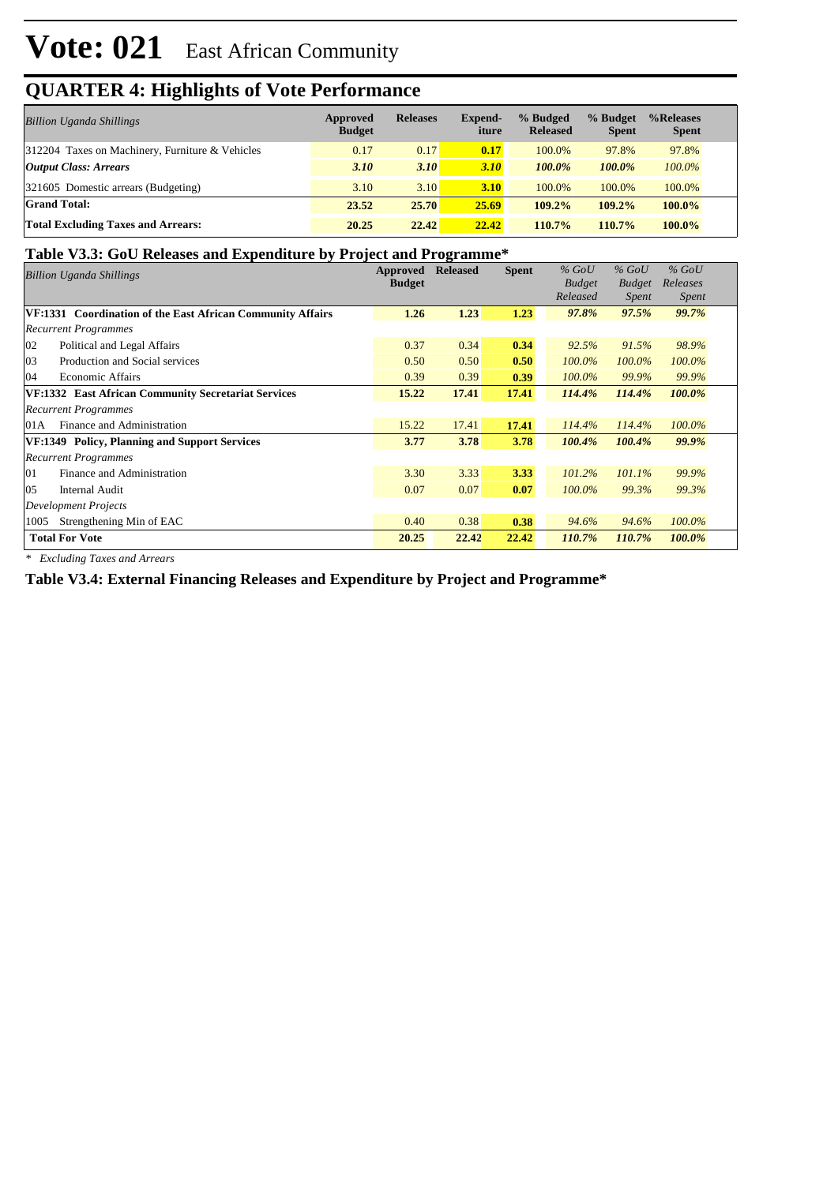# Vote: 021 East African Community

## QUARTER 4: Highlights of Vote Performance

| *Billion Uganda Shillings* | Approved Budget | Releases | Expend-iture | % Budged Released | % Budget Spent | %Releases Spent |
|---|---|---|---|---|---|---|
| 312204 Taxes on Machinery, Furniture & Vehicles | 0.17 | 0.17 | 0.17 | 100.0% | 97.8% | 97.8% |
| ***Output Class: Arrears*** | ***3.10*** | ***3.10*** | ***3.10*** | ***100.0%*** | ***100.0%*** | *100.0%* |
| 321605 Domestic arrears (Budgeting) | 3.10 | 3.10 | 3.10 | 100.0% | 100.0% | 100.0% |
| **Grand Total:** | **23.52** | **25.70** | **25.69** | **109.2%** | **109.2%** | **100.0%** |
| **Total Excluding Taxes and Arrears:** | **20.25** | **22.42** | **22.42** | **110.7%** | **110.7%** | **100.0%** |

### Table V3.3: GoU Releases and Expenditure by Project and Programme*

| *Billion Uganda Shillings* | Approved Budget | Released | Spent | *% GoU Budget Released* | *% GoU Budget Spent* | *% GoU Releases Spent* |
|---|---|---|---|---|---|---|
| **VF:1331 Coordination of the East African Community Affairs** | **1.26** | **1.23** | **1.23** | ***97.8%*** | ***97.5%*** | ***99.7%*** |
| *Recurrent Programmes* | | | | | | |
| 02 Political and Legal Affairs | 0.37 | 0.34 | 0.34 | *92.5%* | *91.5%* | *98.9%* |
| 03 Production and Social services | 0.50 | 0.50 | 0.50 | *100.0%* | *100.0%* | *100.0%* |
| 04 Economic Affairs | 0.39 | 0.39 | 0.39 | *100.0%* | *99.9%* | *99.9%* |
| **VF:1332 East African Community Secretariat Services** | **15.22** | **17.41** | **17.41** | ***114.4%*** | ***114.4%*** | ***100.0%*** |
| *Recurrent Programmes* | | | | | | |
| 01A Finance and Administration | 15.22 | 17.41 | 17.41 | *114.4%* | *114.4%* | *100.0%* |
| **VF:1349 Policy, Planning and Support Services** | **3.77** | **3.78** | **3.78** | ***100.4%*** | ***100.4%*** | ***99.9%*** |
| *Recurrent Programmes* | | | | | | |
| 01 Finance and Administration | 3.30 | 3.33 | 3.33 | *101.2%* | *101.1%* | *99.9%* |
| 05 Internal Audit | 0.07 | 0.07 | 0.07 | *100.0%* | *99.3%* | *99.3%* |
| *Development Projects* | | | | | | |
| 1005 Strengthening Min of EAC | 0.40 | 0.38 | 0.38 | *94.6%* | *94.6%* | *100.0%* |
| **Total For Vote** | **20.25** | **22.42** | **22.42** | ***110.7%*** | ***110.7%*** | ***100.0%*** |

*\* Excluding Taxes and Arrears*

### Table V3.4: External Financing Releases and Expenditure by Project and Programme*